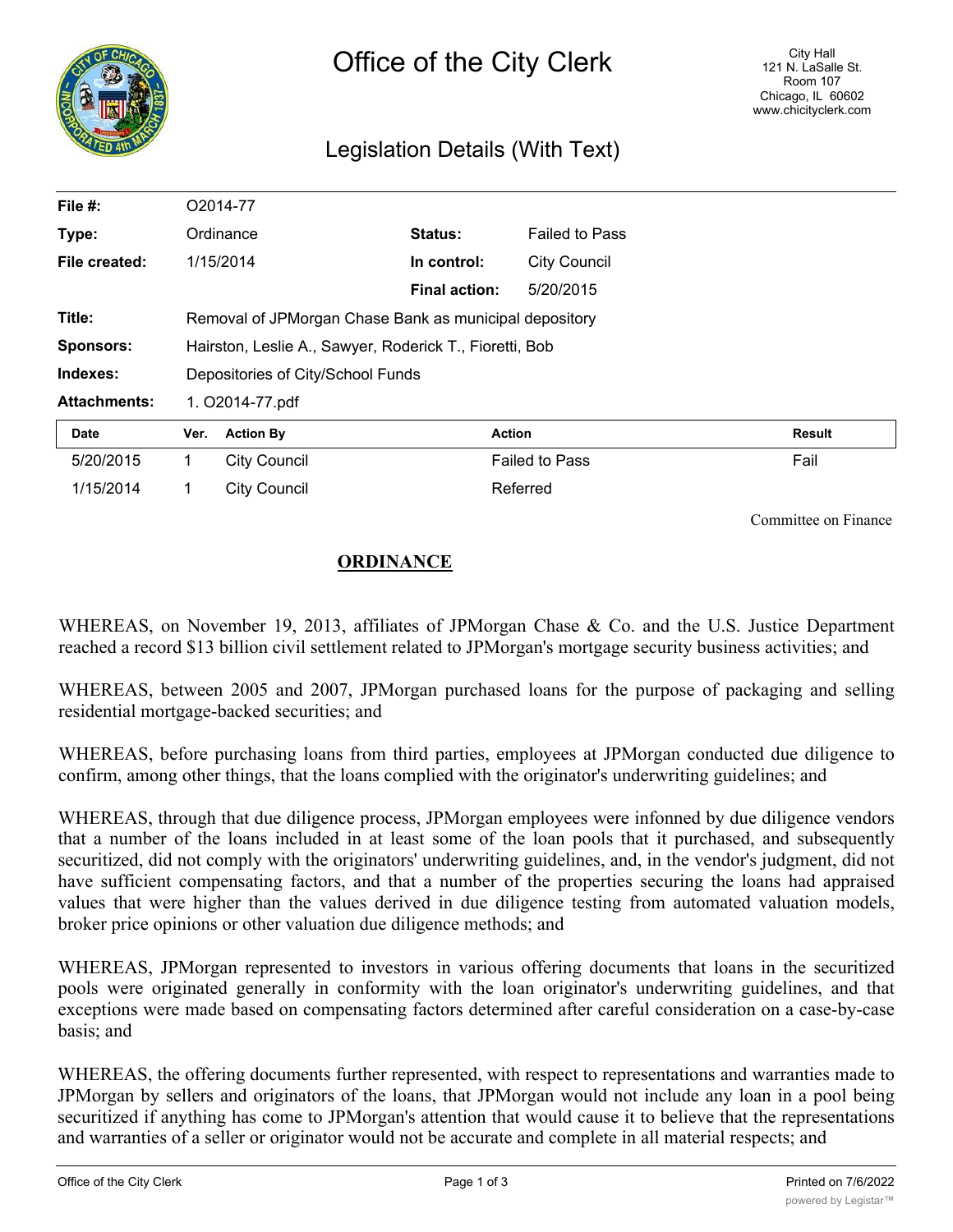# Office of the City Clerk

City Hall
121 N. LaSalle St.
Room 107
Chicago, IL 60602
www.chicityclerk.com

## Legislation Details (With Text)

| | | | |
|---|---|---|---|
| **File #:** | O2014-77 | | |
| **Type:** | Ordinance | **Status:** | Failed to Pass |
| **File created:** | 1/15/2014 | **In control:** | City Council |
| | | **Final action:** | 5/20/2015 |
| **Title:** | Removal of JPMorgan Chase Bank as municipal depository | | |
| **Sponsors:** | Hairston, Leslie A., Sawyer, Roderick T., Fioretti, Bob | | |
| **Indexes:** | Depositories of City/School Funds | | |
| **Attachments:** | 1. O2014-77.pdf | | |

| Date | Ver. | Action By | Action | Result |
|---|---|---|---|---|
| 5/20/2015 | 1 | City Council | Failed to Pass | Fail |
| 1/15/2014 | 1 | City Council | Referred | |

Committee on Finance

**ORDINANCE**

WHEREAS, on November 19, 2013, affiliates of JPMorgan Chase & Co. and the U.S. Justice Department reached a record $13 billion civil settlement related to JPMorgan's mortgage security business activities; and

WHEREAS, between 2005 and 2007, JPMorgan purchased loans for the purpose of packaging and selling residential mortgage-backed securities; and

WHEREAS, before purchasing loans from third parties, employees at JPMorgan conducted due diligence to confirm, among other things, that the loans complied with the originator's underwriting guidelines; and

WHEREAS, through that due diligence process, JPMorgan employees were infonned by due diligence vendors that a number of the loans included in at least some of the loan pools that it purchased, and subsequently securitized, did not comply with the originators' underwriting guidelines, and, in the vendor's judgment, did not have sufficient compensating factors, and that a number of the properties securing the loans had appraised values that were higher than the values derived in due diligence testing from automated valuation models, broker price opinions or other valuation due diligence methods; and

WHEREAS, JPMorgan represented to investors in various offering documents that loans in the securitized pools were originated generally in conformity with the loan originator's underwriting guidelines, and that exceptions were made based on compensating factors determined after careful consideration on a case-by-case basis; and

WHEREAS, the offering documents further represented, with respect to representations and warranties made to JPMorgan by sellers and originators of the loans, that JPMorgan would not include any loan in a pool being securitized if anything has come to JPMorgan's attention that would cause it to believe that the representations and warranties of a seller or originator would not be accurate and complete in all material respects; and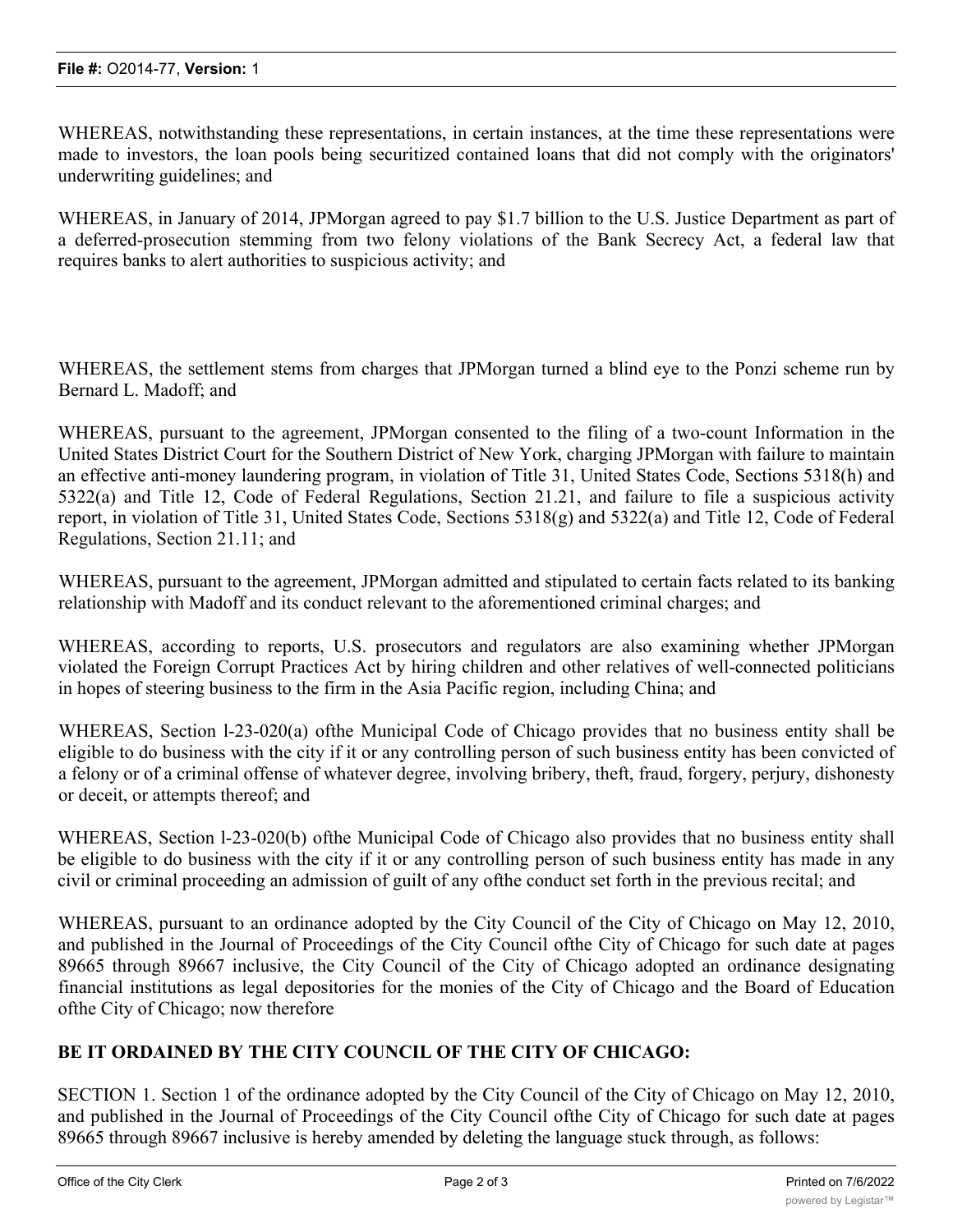WHEREAS, notwithstanding these representations, in certain instances, at the time these representations were made to investors, the loan pools being securitized contained loans that did not comply with the originators' underwriting guidelines; and

WHEREAS, in January of 2014, JPMorgan agreed to pay $1.7 billion to the U.S. Justice Department as part of a deferred-prosecution stemming from two felony violations of the Bank Secrecy Act, a federal law that requires banks to alert authorities to suspicious activity; and

WHEREAS, the settlement stems from charges that JPMorgan turned a blind eye to the Ponzi scheme run by Bernard L. Madoff; and

WHEREAS, pursuant to the agreement, JPMorgan consented to the filing of a two-count Information in the United States District Court for the Southern District of New York, charging JPMorgan with failure to maintain an effective anti-money laundering program, in violation of Title 31, United States Code, Sections 5318(h) and 5322(a) and Title 12, Code of Federal Regulations, Section 21.21, and failure to file a suspicious activity report, in violation of Title 31, United States Code, Sections 5318(g) and 5322(a) and Title 12, Code of Federal Regulations, Section 21.11; and

WHEREAS, pursuant to the agreement, JPMorgan admitted and stipulated to certain facts related to its banking relationship with Madoff and its conduct relevant to the aforementioned criminal charges; and

WHEREAS, according to reports, U.S. prosecutors and regulators are also examining whether JPMorgan violated the Foreign Corrupt Practices Act by hiring children and other relatives of well-connected politicians in hopes of steering business to the firm in the Asia Pacific region, including China; and

WHEREAS, Section l-23-020(a) ofthe Municipal Code of Chicago provides that no business entity shall be eligible to do business with the city if it or any controlling person of such business entity has been convicted of a felony or of a criminal offense of whatever degree, involving bribery, theft, fraud, forgery, perjury, dishonesty or deceit, or attempts thereof; and

WHEREAS, Section l-23-020(b) ofthe Municipal Code of Chicago also provides that no business entity shall be eligible to do business with the city if it or any controlling person of such business entity has made in any civil or criminal proceeding an admission of guilt of any ofthe conduct set forth in the previous recital; and

WHEREAS, pursuant to an ordinance adopted by the City Council of the City of Chicago on May 12, 2010, and published in the Journal of Proceedings of the City Council ofthe City of Chicago for such date at pages 89665 through 89667 inclusive, the City Council of the City of Chicago adopted an ordinance designating financial institutions as legal depositories for the monies of the City of Chicago and the Board of Education ofthe City of Chicago; now therefore

**BE IT ORDAINED BY THE CITY COUNCIL OF THE CITY OF CHICAGO:**

SECTION 1. Section 1 of the ordinance adopted by the City Council of the City of Chicago on May 12, 2010, and published in the Journal of Proceedings of the City Council ofthe City of Chicago for such date at pages 89665 through 89667 inclusive is hereby amended by deleting the language stuck through, as follows: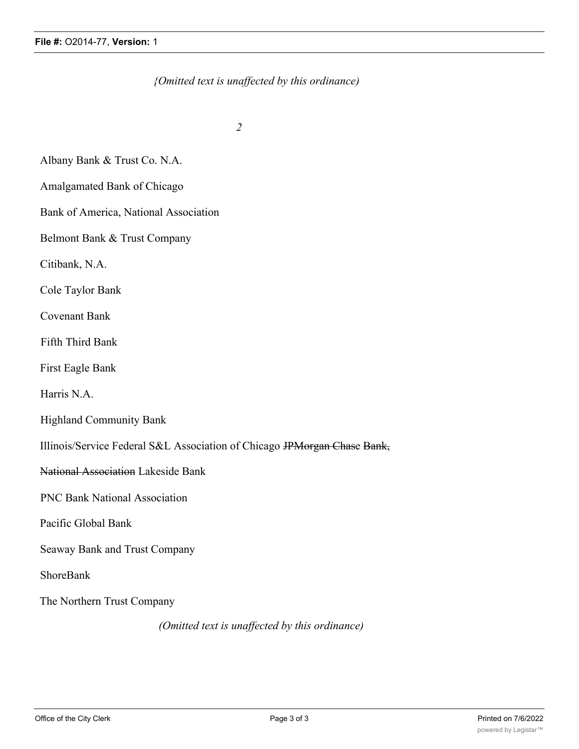*{Omitted text is unaffected by this ordinance)*

*2*

Albany Bank & Trust Co. N.A.

Amalgamated Bank of Chicago

Bank of America, National Association

Belmont Bank & Trust Company

Citibank, N.A.

Cole Taylor Bank

Covenant Bank

Fifth Third Bank

First Eagle Bank

Harris N.A.

Highland Community Bank

Illinois/Service Federal S&L Association of Chicago ~~JPMorgan Chase~~ ~~Bank,~~

~~National Association~~ Lakeside Bank

PNC Bank National Association

Pacific Global Bank

Seaway Bank and Trust Company

ShoreBank

The Northern Trust Company

*(Omitted text is unaffected by this ordinance)*